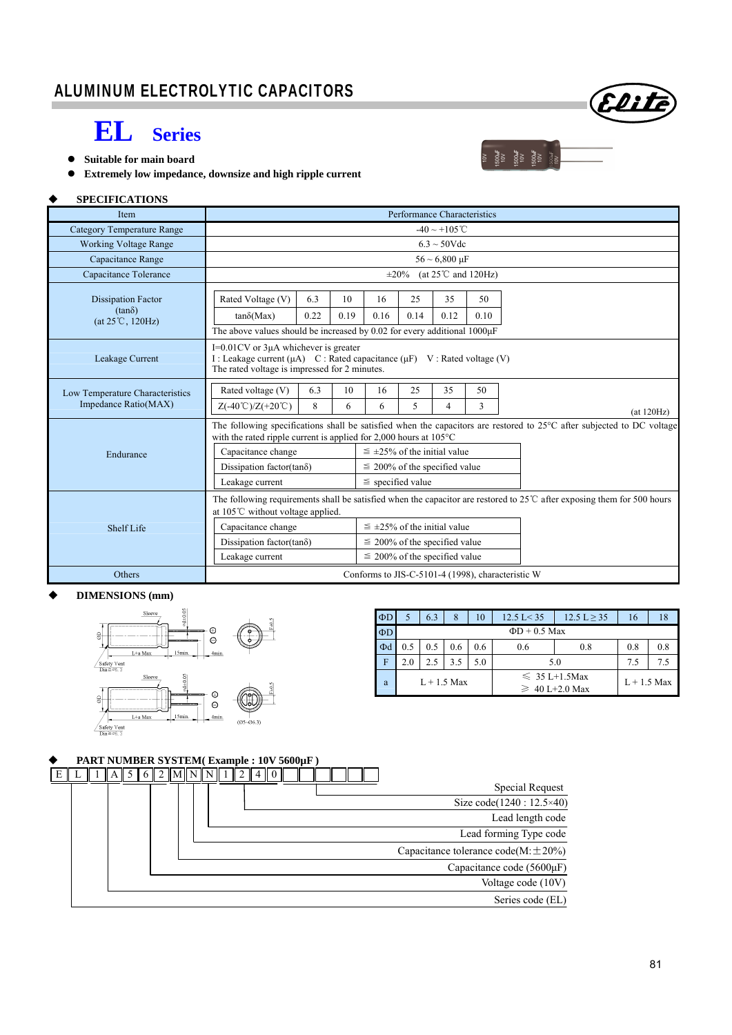# ALUMINUM ELECTROLYTIC CAPACITORS

## EL Series

- **Suitable for main board**
- **Extremely low impedance, downsize and high ripple current**

### SPECIFICATIONS

| Item | Performance Characteristics |
|---|---|
| Category Temperature Range | -40 ~ +105℃ |
| Working Voltage Range | 6.3 ~ 50Vdc |
| Capacitance Range | 56 ~ 6,800 μF |
| Capacitance Tolerance | ±20% (at 25℃ and 120Hz) |
| Dissipation Factor (tanδ) (at 25℃, 120Hz) | Rated Voltage (V): 6.3 / 10 / 16 / 25 / 35 / 50; tanδ(Max): 0.22 / 0.19 / 0.16 / 0.14 / 0.12 / 0.10. The above values should be increased by 0.02 for every additional 1000μF |
| Leakage Current | I=0.01CV or 3μA whichever is greater. I : Leakage current (μA) C : Rated capacitance (μF) V : Rated voltage (V). The rated voltage is impressed for 2 minutes. |
| Low Temperature Characteristics Impedance Ratio(MAX) | Rated voltage (V): 6.3 / 10 / 16 / 25 / 35 / 50; Z(-40℃)/Z(+20℃): 8 / 6 / 6 / 5 / 4 / 3 (at 120Hz) |
| Endurance | The following specifications shall be satisfied when the capacitors are restored to 25°C after subjected to DC voltage with the rated ripple current is applied for 2,000 hours at 105°C. Capacitance change: ≦ ±25% of the initial value; Dissipation factor(tanδ): ≦ 200% of the specified value; Leakage current: ≦ specified value |
| Shelf Life | The following requirements shall be satisfied when the capacitor are restored to 25℃ after exposing them for 500 hours at 105℃ without voltage applied. Capacitance change: ≦ ±25% of the initial value; Dissipation factor(tanδ): ≦ 200% of the specified value; Leakage current: ≦ 200% of the specified value |
| Others | Conforms to JIS-C-5101-4 (1998), characteristic W |

### DIMENSIONS (mm)

| ΦD | 5 | 6.3 | 8 | 10 | 12.5 L< 35 | 12.5 L ≥ 35 | 16 | 18 |
|---|---|---|---|---|---|---|---|---|
| ΦD | ΦD + 0.5 Max | | | | | | | |
| Φd | 0.5 | 0.5 | 0.6 | 0.6 | 0.6 | 0.8 | 0.8 | 0.8 |
| F | 2.0 | 2.5 | 3.5 | 5.0 | 5.0 | | 7.5 | 7.5 |
| a | L + 1.5 Max | | | | ≦ 35 L+1.5Max ≧ 40 L+2.0 Max | | L + 1.5 Max | |

### PART NUMBER SYSTEM( Example : 10V 5600μF )

| E | L | 1 | A | 5 | 6 | 2 | M | N | N | 1 | 2 | 4 | 0 | | | | | |
|---|---|---|---|---|---|---|---|---|---|---|---|---|---|---|---|---|---|---|

- Special Request
- Size code(1240 : 12.5×40)
- Lead length code
- Lead forming Type code
- Capacitance tolerance code(M: ±20%)
- Capacitance code (5600μF)
- Voltage code (10V)
- Series code (EL)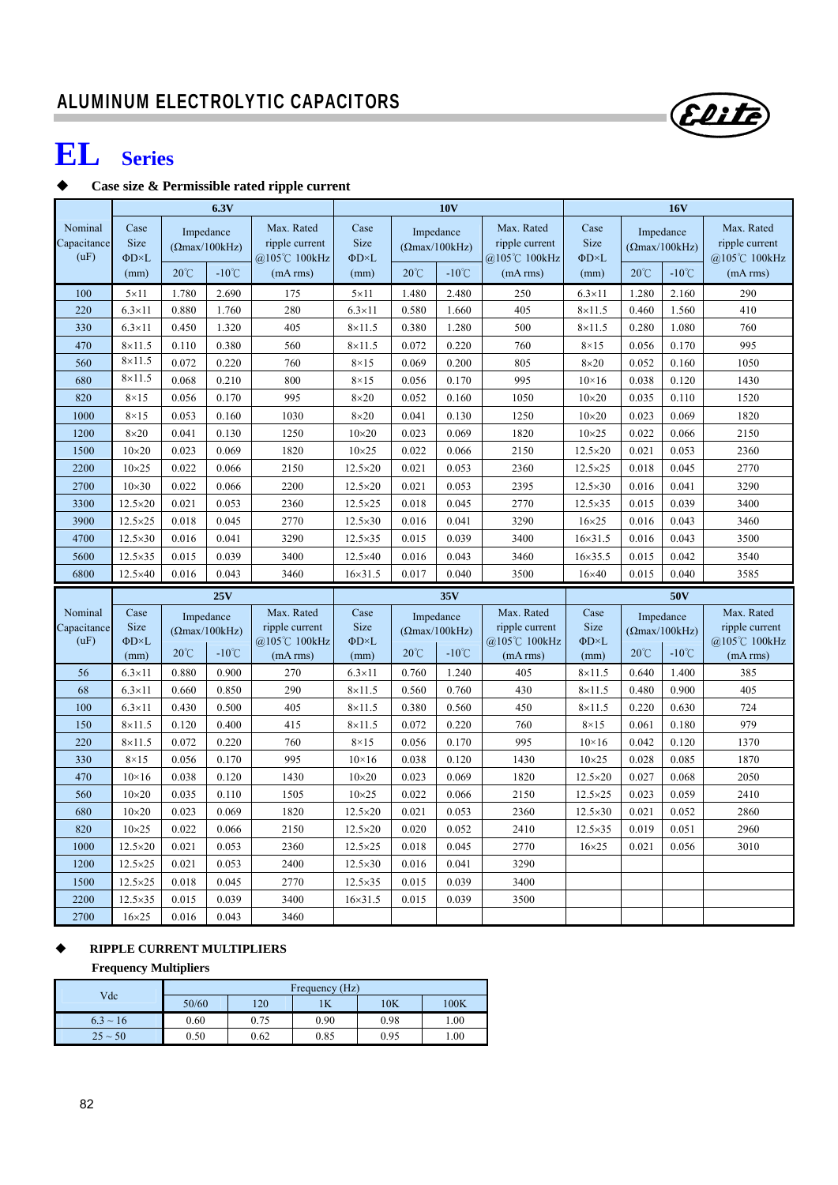# ALUMINUM ELECTROLYTIC CAPACITORS

# EL Series

◆ **Case size & Permissible rated ripple current**

| Nominal Capacitance (uF) | 6.3V | | | | 10V | | | | 16V | | | |
|---|---|---|---|---|---|---|---|---|---|---|---|---|
| | Case Size ΦD×L (mm) | Impedance (Ωmax/100kHz) 20℃ | Impedance (Ωmax/100kHz) -10℃ | Max. Rated ripple current @105℃ 100kHz (mA rms) | Case Size ΦD×L (mm) | Impedance (Ωmax/100kHz) 20℃ | Impedance (Ωmax/100kHz) -10℃ | Max. Rated ripple current @105℃ 100kHz (mA rms) | Case Size ΦD×L (mm) | Impedance (Ωmax/100kHz) 20℃ | Impedance (Ωmax/100kHz) -10℃ | Max. Rated ripple current @105℃ 100kHz (mA rms) |
| 100 | 5×11 | 1.780 | 2.690 | 175 | 5×11 | 1.480 | 2.480 | 250 | 6.3×11 | 1.280 | 2.160 | 290 |
| 220 | 6.3×11 | 0.880 | 1.760 | 280 | 6.3×11 | 0.580 | 1.660 | 405 | 8×11.5 | 0.460 | 1.560 | 410 |
| 330 | 6.3×11 | 0.450 | 1.320 | 405 | 8×11.5 | 0.380 | 1.280 | 500 | 8×11.5 | 0.280 | 1.080 | 760 |
| 470 | 8×11.5 | 0.110 | 0.380 | 560 | 8×11.5 | 0.072 | 0.220 | 760 | 8×15 | 0.056 | 0.170 | 995 |
| 560 | 8×11.5 | 0.072 | 0.220 | 760 | 8×15 | 0.069 | 0.200 | 805 | 8×20 | 0.052 | 0.160 | 1050 |
| 680 | 8×11.5 | 0.068 | 0.210 | 800 | 8×15 | 0.056 | 0.170 | 995 | 10×16 | 0.038 | 0.120 | 1430 |
| 820 | 8×15 | 0.056 | 0.170 | 995 | 8×20 | 0.052 | 0.160 | 1050 | 10×20 | 0.035 | 0.110 | 1520 |
| 1000 | 8×15 | 0.053 | 0.160 | 1030 | 8×20 | 0.041 | 0.130 | 1250 | 10×20 | 0.023 | 0.069 | 1820 |
| 1200 | 8×20 | 0.041 | 0.130 | 1250 | 10×20 | 0.023 | 0.069 | 1820 | 10×25 | 0.022 | 0.066 | 2150 |
| 1500 | 10×20 | 0.023 | 0.069 | 1820 | 10×25 | 0.022 | 0.066 | 2150 | 12.5×20 | 0.021 | 0.053 | 2360 |
| 2200 | 10×25 | 0.022 | 0.066 | 2150 | 12.5×20 | 0.021 | 0.053 | 2360 | 12.5×25 | 0.018 | 0.045 | 2770 |
| 2700 | 10×30 | 0.022 | 0.066 | 2200 | 12.5×20 | 0.021 | 0.053 | 2395 | 12.5×30 | 0.016 | 0.041 | 3290 |
| 3300 | 12.5×20 | 0.021 | 0.053 | 2360 | 12.5×25 | 0.018 | 0.045 | 2770 | 12.5×35 | 0.015 | 0.039 | 3400 |
| 3900 | 12.5×25 | 0.018 | 0.045 | 2770 | 12.5×30 | 0.016 | 0.041 | 3290 | 16×25 | 0.016 | 0.043 | 3460 |
| 4700 | 12.5×30 | 0.016 | 0.041 | 3290 | 12.5×35 | 0.015 | 0.039 | 3400 | 16×31.5 | 0.016 | 0.043 | 3500 |
| 5600 | 12.5×35 | 0.015 | 0.039 | 3400 | 12.5×40 | 0.016 | 0.043 | 3460 | 16×35.5 | 0.015 | 0.042 | 3540 |
| 6800 | 12.5×40 | 0.016 | 0.043 | 3460 | 16×31.5 | 0.017 | 0.040 | 3500 | 16×40 | 0.015 | 0.040 | 3585 |

| Nominal Capacitance (uF) | 25V | | | | 35V | | | | 50V | | | |
|---|---|---|---|---|---|---|---|---|---|---|---|---|
| | Case Size ΦD×L (mm) | Impedance (Ωmax/100kHz) 20℃ | Impedance (Ωmax/100kHz) -10℃ | Max. Rated ripple current @105℃ 100kHz (mA rms) | Case Size ΦD×L (mm) | Impedance (Ωmax/100kHz) 20℃ | Impedance (Ωmax/100kHz) -10℃ | Max. Rated ripple current @105℃ 100kHz (mA rms) | Case Size ΦD×L (mm) | Impedance (Ωmax/100kHz) 20℃ | Impedance (Ωmax/100kHz) -10℃ | Max. Rated ripple current @105℃ 100kHz (mA rms) |
| 56 | 6.3×11 | 0.880 | 0.900 | 270 | 6.3×11 | 0.760 | 1.240 | 405 | 8×11.5 | 0.640 | 1.400 | 385 |
| 68 | 6.3×11 | 0.660 | 0.850 | 290 | 8×11.5 | 0.560 | 0.760 | 430 | 8×11.5 | 0.480 | 0.900 | 405 |
| 100 | 6.3×11 | 0.430 | 0.500 | 405 | 8×11.5 | 0.380 | 0.560 | 450 | 8×11.5 | 0.220 | 0.630 | 724 |
| 150 | 8×11.5 | 0.120 | 0.400 | 415 | 8×11.5 | 0.072 | 0.220 | 760 | 8×15 | 0.061 | 0.180 | 979 |
| 220 | 8×11.5 | 0.072 | 0.220 | 760 | 8×15 | 0.056 | 0.170 | 995 | 10×16 | 0.042 | 0.120 | 1370 |
| 330 | 8×15 | 0.056 | 0.170 | 995 | 10×16 | 0.038 | 0.120 | 1430 | 10×25 | 0.028 | 0.085 | 1870 |
| 470 | 10×16 | 0.038 | 0.120 | 1430 | 10×20 | 0.023 | 0.069 | 1820 | 12.5×20 | 0.027 | 0.068 | 2050 |
| 560 | 10×20 | 0.035 | 0.110 | 1505 | 10×25 | 0.022 | 0.066 | 2150 | 12.5×25 | 0.023 | 0.059 | 2410 |
| 680 | 10×20 | 0.023 | 0.069 | 1820 | 12.5×20 | 0.021 | 0.053 | 2360 | 12.5×30 | 0.021 | 0.052 | 2860 |
| 820 | 10×25 | 0.022 | 0.066 | 2150 | 12.5×20 | 0.020 | 0.052 | 2410 | 12.5×35 | 0.019 | 0.051 | 2960 |
| 1000 | 12.5×20 | 0.021 | 0.053 | 2360 | 12.5×25 | 0.018 | 0.045 | 2770 | 16×25 | 0.021 | 0.056 | 3010 |
| 1200 | 12.5×25 | 0.021 | 0.053 | 2400 | 12.5×30 | 0.016 | 0.041 | 3290 | | | | |
| 1500 | 12.5×25 | 0.018 | 0.045 | 2770 | 12.5×35 | 0.015 | 0.039 | 3400 | | | | |
| 2200 | 12.5×35 | 0.015 | 0.039 | 3400 | 16×31.5 | 0.015 | 0.039 | 3500 | | | | |
| 2700 | 16×25 | 0.016 | 0.043 | 3460 | | | | | | | | |

◆ **RIPPLE CURRENT MULTIPLIERS**

**Frequency Multipliers**

| Vdc | Frequency (Hz) | | | | |
|---|---|---|---|---|---|
| | 50/60 | 120 | 1K | 10K | 100K |
| 6.3 ~ 16 | 0.60 | 0.75 | 0.90 | 0.98 | 1.00 |
| 25 ~ 50 | 0.50 | 0.62 | 0.85 | 0.95 | 1.00 |